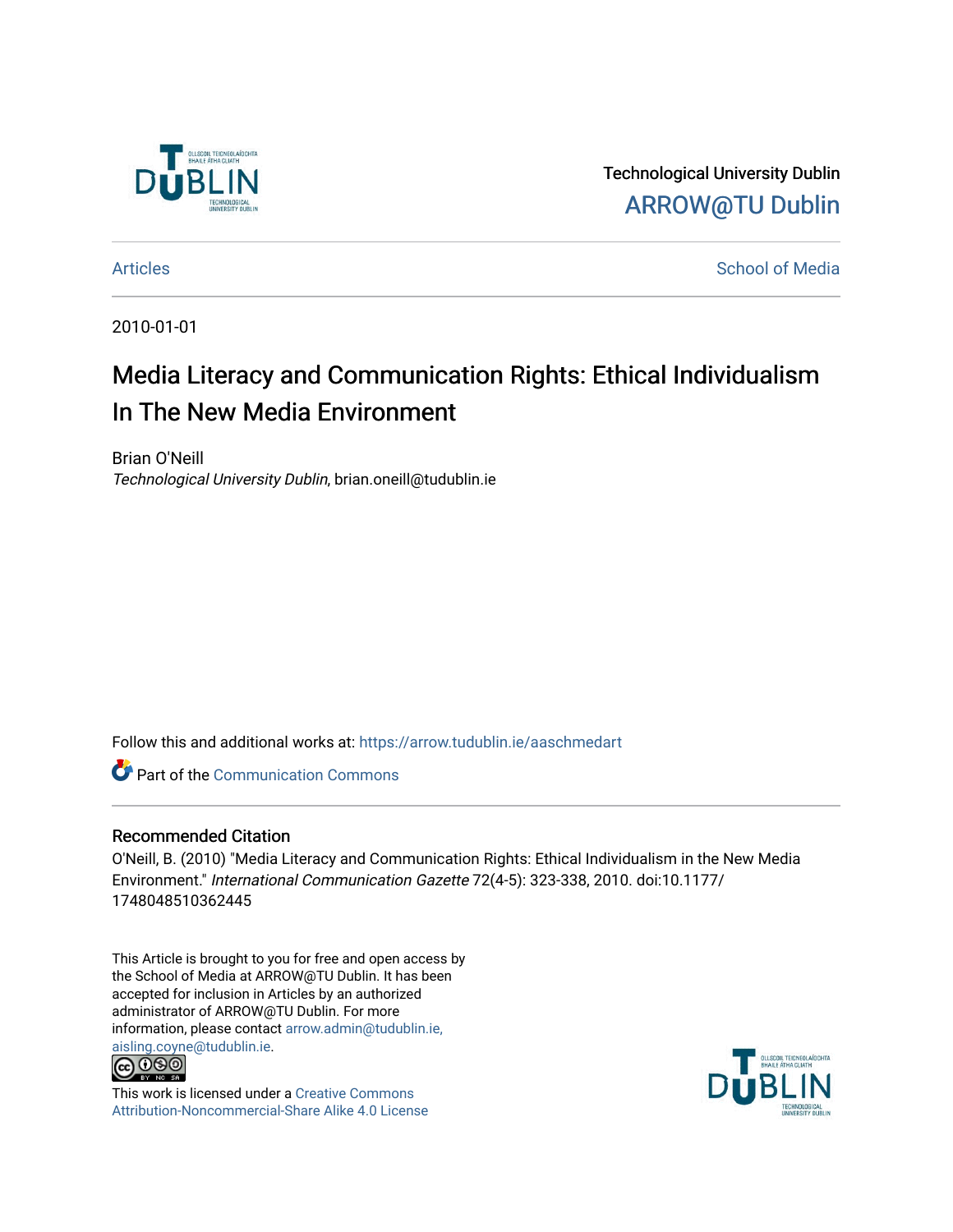Technological University Dublin

ARROW@TU Dublin

Articles

School of Media

2010-01-01

# Media Literacy and Communication Rights: Ethical Individualism In The New Media Environment

Brian O'Neill

*Technological University Dublin*, brian.oneill@tudublin.ie

Follow this and additional works at: https://arrow.tudublin.ie/aaschmedart

Part of the Communication Commons

## Recommended Citation

O'Neill, B. (2010) "Media Literacy and Communication Rights: Ethical Individualism in the New Media Environment." *International Communication Gazette* 72(4-5): 323-338, 2010. doi:10.1177/1748048510362445

This Article is brought to you for free and open access by the School of Media at ARROW@TU Dublin. It has been accepted for inclusion in Articles by an authorized administrator of ARROW@TU Dublin. For more information, please contact arrow.admin@tudublin.ie, aisling.coyne@tudublin.ie.

This work is licensed under a Creative Commons Attribution-Noncommercial-Share Alike 4.0 License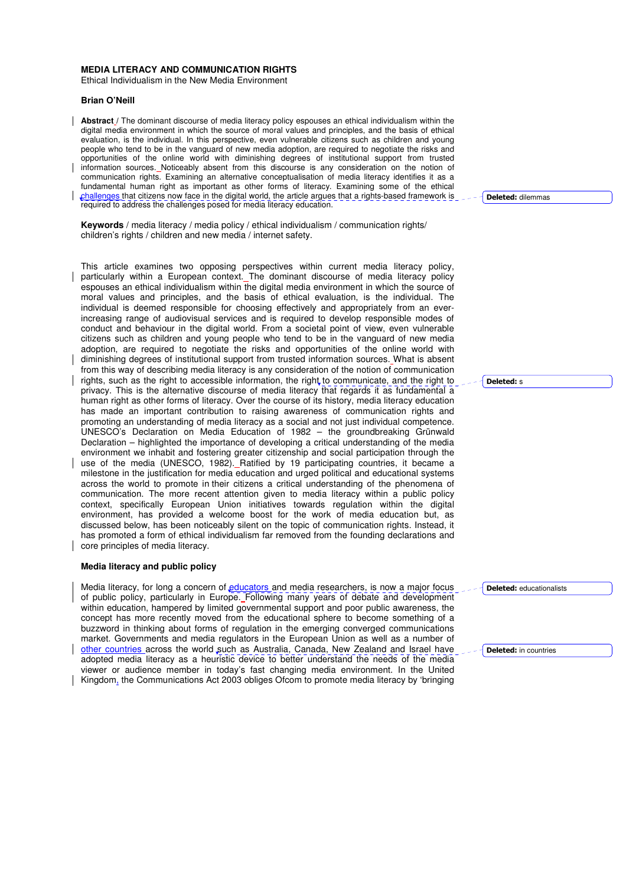**MEDIA LITERACY AND COMMUNICATION RIGHTS**

Ethical Individualism in the New Media Environment

**Brian O'Neill**

**Abstract** / The dominant discourse of media literacy policy espouses an ethical individualism within the digital media environment in which the source of moral values and principles, and the basis of ethical evaluation, is the individual. In this perspective, even vulnerable citizens such as children and young people who tend to be in the vanguard of new media adoption, are required to negotiate the risks and opportunities of the online world with diminishing degrees of institutional support from trusted information sources. Noticeably absent from this discourse is any consideration on the notion of communication rights. Examining an alternative conceptualisation of media literacy identifies it as a fundamental human right as important as other forms of literacy. Examining some of the ethical challenges that citizens now face in the digital world, the article argues that a rights-based framework is required to address the challenges posed for media literacy education.

**Keywords** / media literacy / media policy / ethical individualism / communication rights/ children's rights / children and new media / internet safety.

This article examines two opposing perspectives within current media literacy policy, particularly within a European context. The dominant discourse of media literacy policy espouses an ethical individualism within the digital media environment in which the source of moral values and principles, and the basis of ethical evaluation, is the individual. The individual is deemed responsible for choosing effectively and appropriately from an ever-increasing range of audiovisual services and is required to develop responsible modes of conduct and behaviour in the digital world. From a societal point of view, even vulnerable citizens such as children and young people who tend to be in the vanguard of new media adoption, are required to negotiate the risks and opportunities of the online world with diminishing degrees of institutional support from trusted information sources. What is absent from this way of describing media literacy is any consideration of the notion of communication rights, such as the right to accessible information, the right to communicate, and the right to privacy. This is the alternative discourse of media literacy that regards it as fundamental a human right as other forms of literacy. Over the course of its history, media literacy education has made an important contribution to raising awareness of communication rights and promoting an understanding of media literacy as a social and not just individual competence. UNESCO's Declaration on Media Education of 1982 – the groundbreaking Grünwald Declaration – highlighted the importance of developing a critical understanding of the media environment we inhabit and fostering greater citizenship and social participation through the use of the media (UNESCO, 1982). Ratified by 19 participating countries, it became a milestone in the justification for media education and urged political and educational systems across the world to promote in their citizens a critical understanding of the phenomena of communication. The more recent attention given to media literacy within a public policy context, specifically European Union initiatives towards regulation within the digital environment, has provided a welcome boost for the work of media education but, as discussed below, has been noticeably silent on the topic of communication rights. Instead, it has promoted a form of ethical individualism far removed from the founding declarations and core principles of media literacy.

**Media literacy and public policy**

Media literacy, for long a concern of educators and media researchers, is now a major focus of public policy, particularly in Europe. Following many years of debate and development within education, hampered by limited governmental support and poor public awareness, the concept has more recently moved from the educational sphere to become something of a buzzword in thinking about forms of regulation in the emerging converged communications market. Governments and media regulators in the European Union as well as a number of other countries across the world such as Australia, Canada, New Zealand and Israel have adopted media literacy as a heuristic device to better understand the needs of the media viewer or audience member in today's fast changing media environment. In the United Kingdom, the Communications Act 2003 obliges Ofcom to promote media literacy by 'bringing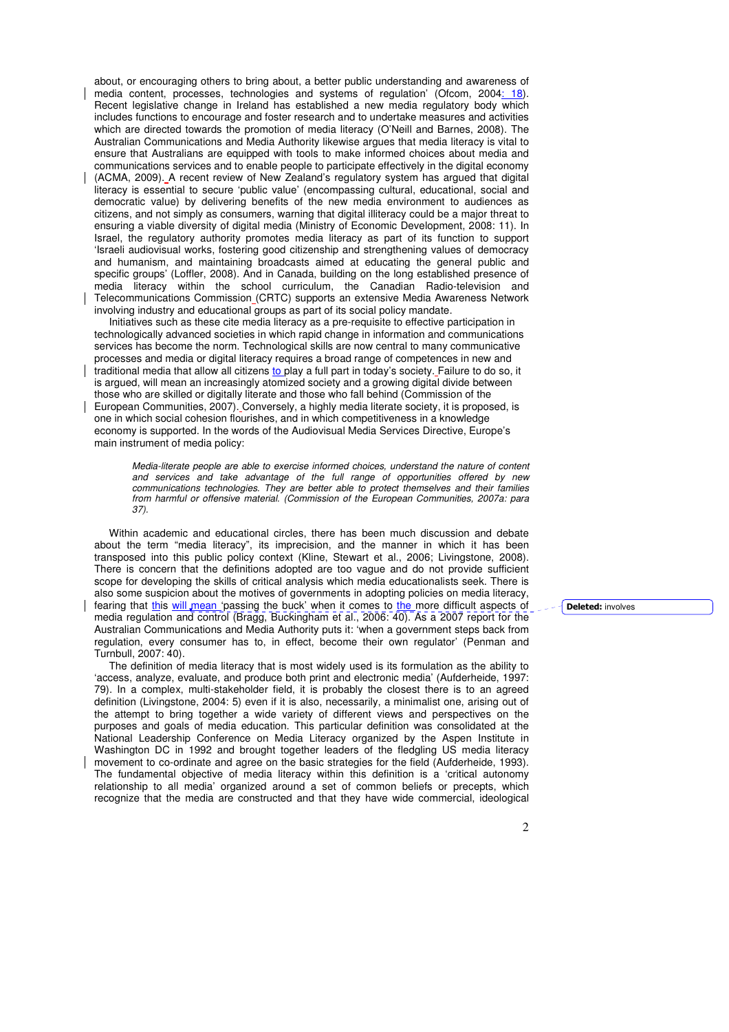about, or encouraging others to bring about, a better public understanding and awareness of media content, processes, technologies and systems of regulation' (Ofcom, 2004: 18). Recent legislative change in Ireland has established a new media regulatory body which includes functions to encourage and foster research and to undertake measures and activities which are directed towards the promotion of media literacy (O'Neill and Barnes, 2008). The Australian Communications and Media Authority likewise argues that media literacy is vital to ensure that Australians are equipped with tools to make informed choices about media and communications services and to enable people to participate effectively in the digital economy (ACMA, 2009). A recent review of New Zealand's regulatory system has argued that digital literacy is essential to secure 'public value' (encompassing cultural, educational, social and democratic value) by delivering benefits of the new media environment to audiences as citizens, and not simply as consumers, warning that digital illiteracy could be a major threat to ensuring a viable diversity of digital media (Ministry of Economic Development, 2008: 11). In Israel, the regulatory authority promotes media literacy as part of its function to support 'Israeli audiovisual works, fostering good citizenship and strengthening values of democracy and humanism, and maintaining broadcasts aimed at educating the general public and specific groups' (Loffler, 2008). And in Canada, building on the long established presence of media literacy within the school curriculum, the Canadian Radio-television and Telecommunications Commission (CRTC) supports an extensive Media Awareness Network involving industry and educational groups as part of its social policy mandate.

Initiatives such as these cite media literacy as a pre-requisite to effective participation in technologically advanced societies in which rapid change in information and communications services has become the norm. Technological skills are now central to many communicative processes and media or digital literacy requires a broad range of competences in new and traditional media that allow all citizens to play a full part in today's society. Failure to do so, it is argued, will mean an increasingly atomized society and a growing digital divide between those who are skilled or digitally literate and those who fall behind (Commission of the European Communities, 2007). Conversely, a highly media literate society, it is proposed, is one in which social cohesion flourishes, and in which competitiveness in a knowledge economy is supported. In the words of the Audiovisual Media Services Directive, Europe's main instrument of media policy:

> *Media-literate people are able to exercise informed choices, understand the nature of content and services and take advantage of the full range of opportunities offered by new communications technologies. They are better able to protect themselves and their families from harmful or offensive material. (Commission of the European Communities, 2007a: para 37).*

Within academic and educational circles, there has been much discussion and debate about the term "media literacy", its imprecision, and the manner in which it has been transposed into this public policy context (Kline, Stewart et al., 2006; Livingstone, 2008). There is concern that the definitions adopted are too vague and do not provide sufficient scope for developing the skills of critical analysis which media educationalists seek. There is also some suspicion about the motives of governments in adopting policies on media literacy, fearing that this will mean 'passing the buck' when it comes to the more difficult aspects of media regulation and control (Bragg, Buckingham et al., 2006: 40). As a 2007 report for the Australian Communications and Media Authority puts it: 'when a government steps back from regulation, every consumer has to, in effect, become their own regulator' (Penman and Turnbull, 2007: 40).

The definition of media literacy that is most widely used is its formulation as the ability to 'access, analyze, evaluate, and produce both print and electronic media' (Aufderheide, 1997: 79). In a complex, multi-stakeholder field, it is probably the closest there is to an agreed definition (Livingstone, 2004: 5) even if it is also, necessarily, a minimalist one, arising out of the attempt to bring together a wide variety of different views and perspectives on the purposes and goals of media education. This particular definition was consolidated at the National Leadership Conference on Media Literacy organized by the Aspen Institute in Washington DC in 1992 and brought together leaders of the fledgling US media literacy movement to co-ordinate and agree on the basic strategies for the field (Aufderheide, 1993). The fundamental objective of media literacy within this definition is a 'critical autonomy relationship to all media' organized around a set of common beliefs or precepts, which recognize that the media are constructed and that they have wide commercial, ideological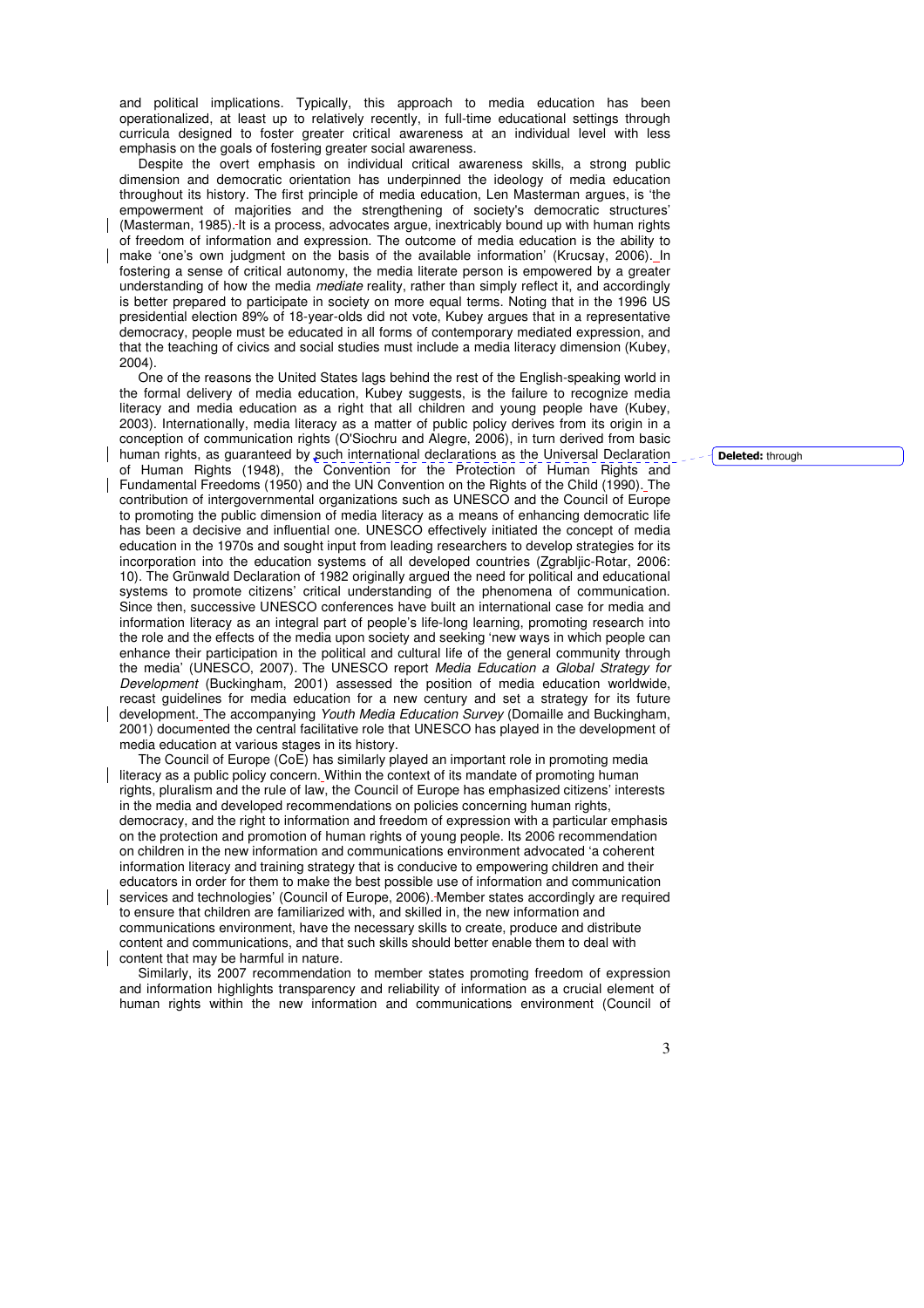and political implications. Typically, this approach to media education has been operationalized, at least up to relatively recently, in full-time educational settings through curricula designed to foster greater critical awareness at an individual level with less emphasis on the goals of fostering greater social awareness.

Despite the overt emphasis on individual critical awareness skills, a strong public dimension and democratic orientation has underpinned the ideology of media education throughout its history. The first principle of media education, Len Masterman argues, is 'the empowerment of majorities and the strengthening of society's democratic structures' (Masterman, 1985). It is a process, advocates argue, inextricably bound up with human rights of freedom of information and expression. The outcome of media education is the ability to make 'one's own judgment on the basis of the available information' (Krucsay, 2006). In fostering a sense of critical autonomy, the media literate person is empowered by a greater understanding of how the media *mediate* reality, rather than simply reflect it, and accordingly is better prepared to participate in society on more equal terms. Noting that in the 1996 US presidential election 89% of 18-year-olds did not vote, Kubey argues that in a representative democracy, people must be educated in all forms of contemporary mediated expression, and that the teaching of civics and social studies must include a media literacy dimension (Kubey, 2004).

One of the reasons the United States lags behind the rest of the English-speaking world in the formal delivery of media education, Kubey suggests, is the failure to recognize media literacy and media education as a right that all children and young people have (Kubey, 2003). Internationally, media literacy as a matter of public policy derives from its origin in a conception of communication rights (O'Siochru and Alegre, 2006), in turn derived from basic human rights, as guaranteed by such international declarations as the Universal Declaration of Human Rights (1948), the Convention for the Protection of Human Rights and Fundamental Freedoms (1950) and the UN Convention on the Rights of the Child (1990). The contribution of intergovernmental organizations such as UNESCO and the Council of Europe to promoting the public dimension of media literacy as a means of enhancing democratic life has been a decisive and influential one. UNESCO effectively initiated the concept of media education in the 1970s and sought input from leading researchers to develop strategies for its incorporation into the education systems of all developed countries (Zgrabljic-Rotar, 2006: 10). The Grünwald Declaration of 1982 originally argued the need for political and educational systems to promote citizens' critical understanding of the phenomena of communication. Since then, successive UNESCO conferences have built an international case for media and information literacy as an integral part of people's life-long learning, promoting research into the role and the effects of the media upon society and seeking 'new ways in which people can enhance their participation in the political and cultural life of the general community through the media' (UNESCO, 2007). The UNESCO report *Media Education a Global Strategy for Development* (Buckingham, 2001) assessed the position of media education worldwide, recast guidelines for media education for a new century and set a strategy for its future development. The accompanying *Youth Media Education Survey* (Domaille and Buckingham, 2001) documented the central facilitative role that UNESCO has played in the development of media education at various stages in its history.

The Council of Europe (CoE) has similarly played an important role in promoting media literacy as a public policy concern. Within the context of its mandate of promoting human rights, pluralism and the rule of law, the Council of Europe has emphasized citizens' interests in the media and developed recommendations on policies concerning human rights, democracy, and the right to information and freedom of expression with a particular emphasis on the protection and promotion of human rights of young people. Its 2006 recommendation on children in the new information and communications environment advocated 'a coherent information literacy and training strategy that is conducive to empowering children and their educators in order for them to make the best possible use of information and communication services and technologies' (Council of Europe, 2006). Member states accordingly are required to ensure that children are familiarized with, and skilled in, the new information and communications environment, have the necessary skills to create, produce and distribute content and communications, and that such skills should better enable them to deal with content that may be harmful in nature.

Similarly, its 2007 recommendation to member states promoting freedom of expression and information highlights transparency and reliability of information as a crucial element of human rights within the new information and communications environment (Council of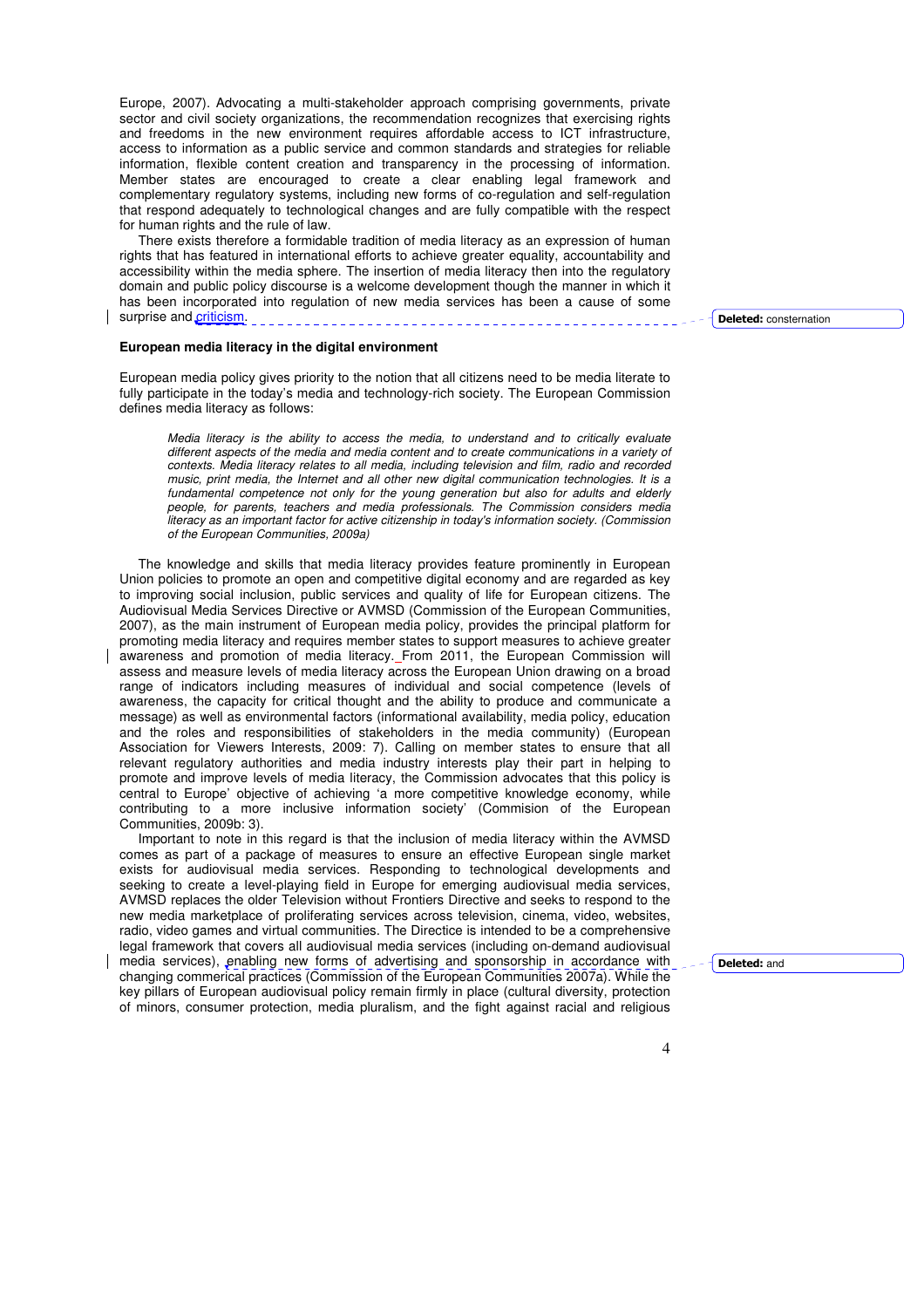Europe, 2007). Advocating a multi-stakeholder approach comprising governments, private sector and civil society organizations, the recommendation recognizes that exercising rights and freedoms in the new environment requires affordable access to ICT infrastructure, access to information as a public service and common standards and strategies for reliable information, flexible content creation and transparency in the processing of information. Member states are encouraged to create a clear enabling legal framework and complementary regulatory systems, including new forms of co-regulation and self-regulation that respond adequately to technological changes and are fully compatible with the respect for human rights and the rule of law.

There exists therefore a formidable tradition of media literacy as an expression of human rights that has featured in international efforts to achieve greater equality, accountability and accessibility within the media sphere. The insertion of media literacy then into the regulatory domain and public policy discourse is a welcome development though the manner in which it has been incorporated into regulation of new media services has been a cause of some surprise and criticism.

**Deleted:** consternation

**European media literacy in the digital environment**

European media policy gives priority to the notion that all citizens need to be media literate to fully participate in the today's media and technology-rich society. The European Commission defines media literacy as follows:

> *Media literacy is the ability to access the media, to understand and to critically evaluate different aspects of the media and media content and to create communications in a variety of contexts. Media literacy relates to all media, including television and film, radio and recorded music, print media, the Internet and all other new digital communication technologies. It is a fundamental competence not only for the young generation but also for adults and elderly people, for parents, teachers and media professionals. The Commission considers media literacy as an important factor for active citizenship in today's information society. (Commission of the European Communities, 2009a)*

The knowledge and skills that media literacy provides feature prominently in European Union policies to promote an open and competitive digital economy and are regarded as key to improving social inclusion, public services and quality of life for European citizens. The Audiovisual Media Services Directive or AVMSD (Commission of the European Communities, 2007), as the main instrument of European media policy, provides the principal platform for promoting media literacy and requires member states to support measures to achieve greater awareness and promotion of media literacy. From 2011, the European Commission will assess and measure levels of media literacy across the European Union drawing on a broad range of indicators including measures of individual and social competence (levels of awareness, the capacity for critical thought and the ability to produce and communicate a message) as well as environmental factors (informational availability, media policy, education and the roles and responsibilities of stakeholders in the media community) (European Association for Viewers Interests, 2009: 7). Calling on member states to ensure that all relevant regulatory authorities and media industry interests play their part in helping to promote and improve levels of media literacy, the Commission advocates that this policy is central to Europe' objective of achieving 'a more competitive knowledge economy, while contributing to a more inclusive information society' (Commision of the European Communities, 2009b: 3).

Important to note in this regard is that the inclusion of media literacy within the AVMSD comes as part of a package of measures to ensure an effective European single market exists for audiovisual media services. Responding to technological developments and seeking to create a level-playing field in Europe for emerging audiovisual media services, AVMSD replaces the older Television without Frontiers Directive and seeks to respond to the new media marketplace of proliferating services across television, cinema, video, websites, radio, video games and virtual communities. The Directive is intended to be a comprehensive legal framework that covers all audiovisual media services (including on-demand audiovisual media services), enabling new forms of advertising and sponsorship in accordance with changing commerical practices (Commission of the European Communities 2007a). While the key pillars of European audiovisual policy remain firmly in place (cultural diversity, protection of minors, consumer protection, media pluralism, and the fight against racial and religious

**Deleted:** and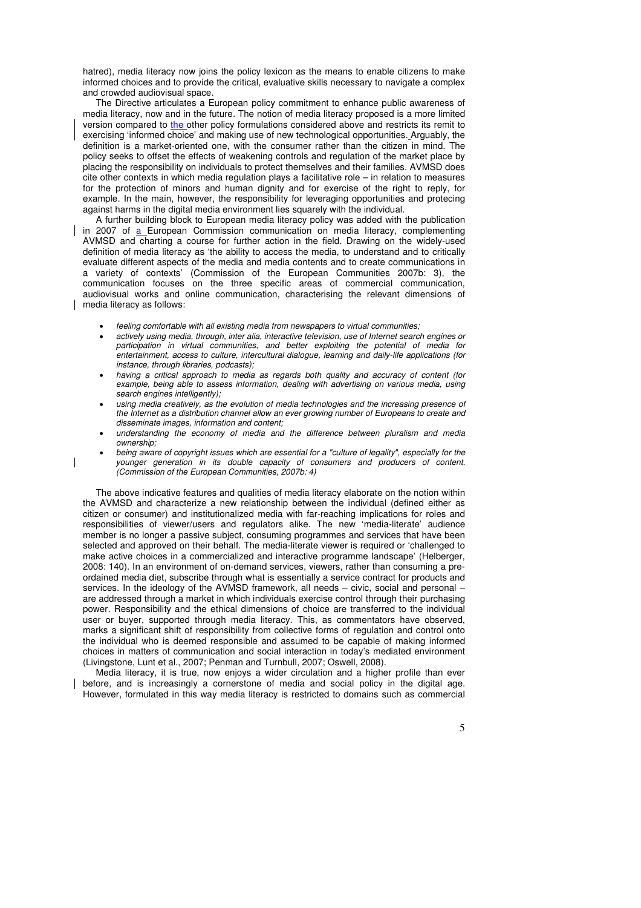hatred), media literacy now joins the policy lexicon as the means to enable citizens to make informed choices and to provide the critical, evaluative skills necessary to navigate a complex and crowded audiovisual space.

The Directive articulates a European policy commitment to enhance public awareness of media literacy, now and in the future. The notion of media literacy proposed is a more limited version compared to the other policy formulations considered above and restricts its remit to exercising 'informed choice' and making use of new technological opportunities. Arguably, the definition is a market-oriented one, with the consumer rather than the citizen in mind. The policy seeks to offset the effects of weakening controls and regulation of the market place by placing the responsibility on individuals to protect themselves and their families. AVMSD does cite other contexts in which media regulation plays a facilitative role – in relation to measures for the protection of minors and human dignity and for exercise of the right to reply, for example. In the main, however, the responsibility for leveraging opportunities and protecing against harms in the digital media environment lies squarely with the individual.

A further building block to European media literacy policy was added with the publication in 2007 of a European Commission communication on media literacy, complementing AVMSD and charting a course for further action in the field. Drawing on the widely-used definition of media literacy as 'the ability to access the media, to understand and to critically evaluate different aspects of the media and media contents and to create communications in a variety of contexts' (Commission of the European Communities 2007b: 3), the communication focuses on the three specific areas of commercial communication, audiovisual works and online communication, characterising the relevant dimensions of media literacy as follows:

- *feeling comfortable with all existing media from newspapers to virtual communities;*
- *actively using media, through, inter alia, interactive television, use of Internet search engines or participation in virtual communities, and better exploiting the potential of media for entertainment, access to culture, intercultural dialogue, learning and daily-life applications (for instance, through libraries, podcasts);*
- *having a critical approach to media as regards both quality and accuracy of content (for example, being able to assess information, dealing with advertising on various media, using search engines intelligently);*
- *using media creatively, as the evolution of media technologies and the increasing presence of the Internet as a distribution channel allow an ever growing number of Europeans to create and disseminate images, information and content;*
- *understanding the economy of media and the difference between pluralism and media ownership;*
- *being aware of copyright issues which are essential for a "culture of legality", especially for the younger generation in its double capacity of consumers and producers of content. (Commission of the European Communities, 2007b: 4)*

The above indicative features and qualities of media literacy elaborate on the notion within the AVMSD and characterize a new relationship between the individual (defined either as citizen or consumer) and institutionalized media with far-reaching implications for roles and responsibilities of viewer/users and regulators alike. The new 'media-literate' audience member is no longer a passive subject, consuming programmes and services that have been selected and approved on their behalf. The media-literate viewer is required or 'challenged to make active choices in a commercialized and interactive programme landscape' (Helberger, 2008: 140). In an environment of on-demand services, viewers, rather than consuming a pre-ordained media diet, subscribe through what is essentially a service contract for products and services. In the ideology of the AVMSD framework, all needs – civic, social and personal – are addressed through a market in which individuals exercise control through their purchasing power. Responsibility and the ethical dimensions of choice are transferred to the individual user or buyer, supported through media literacy. This, as commentators have observed, marks a significant shift of responsibility from collective forms of regulation and control onto the individual who is deemed responsible and assumed to be capable of making informed choices in matters of communication and social interaction in today's mediated environment (Livingstone, Lunt et al., 2007; Penman and Turnbull, 2007; Oswell, 2008).

Media literacy, it is true, now enjoys a wider circulation and a higher profile than ever before, and is increasingly a cornerstone of media and social policy in the digital age. However, formulated in this way media literacy is restricted to domains such as commercial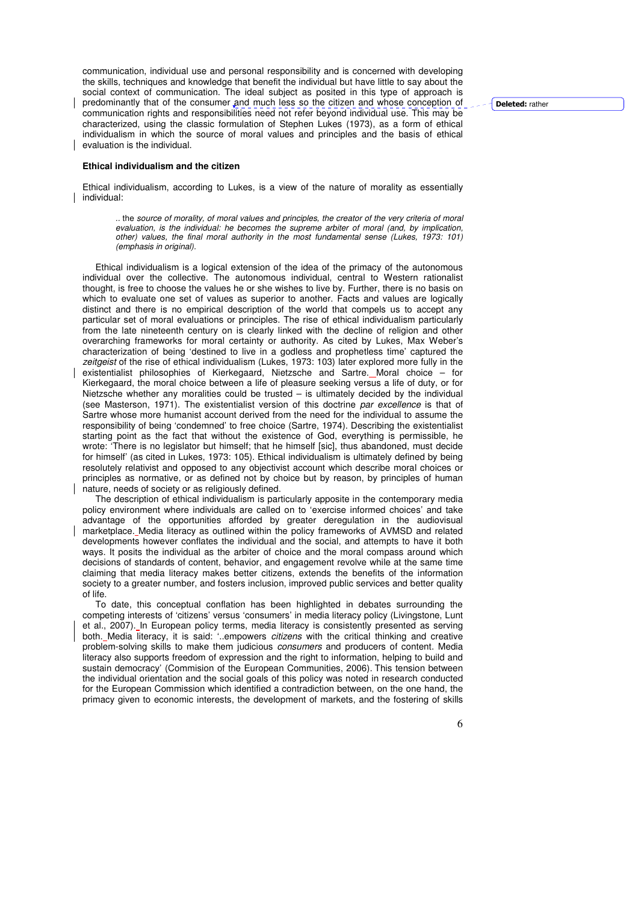communication, individual use and personal responsibility and is concerned with developing the skills, techniques and knowledge that benefit the individual but have little to say about the social context of communication. The ideal subject as posited in this type of approach is predominantly that of the consumer and much less so the citizen and whose conception of communication rights and responsibilities need not refer beyond individual use. This may be characterized, using the classic formulation of Stephen Lukes (1973), as a form of ethical individualism in which the source of moral values and principles and the basis of ethical evaluation is the individual.

**Ethical individualism and the citizen**

Ethical individualism, according to Lukes, is a view of the nature of morality as essentially individual:

> .. the *source of morality, of moral values and principles, the creator of the very criteria of moral evaluation, is the individual: he becomes the supreme arbiter of moral (and, by implication, other) values, the final moral authority in the most fundamental sense (Lukes, 1973: 101) (emphasis in original).*

Ethical individualism is a logical extension of the idea of the primacy of the autonomous individual over the collective. The autonomous individual, central to Western rationalist thought, is free to choose the values he or she wishes to live by. Further, there is no basis on which to evaluate one set of values as superior to another. Facts and values are logically distinct and there is no empirical description of the world that compels us to accept any particular set of moral evaluations or principles. The rise of ethical individualism particularly from the late nineteenth century on is clearly linked with the decline of religion and other overarching frameworks for moral certainty or authority. As cited by Lukes, Max Weber's characterization of being 'destined to live in a godless and prophetless time' captured the *zeitgeist* of the rise of ethical individualism (Lukes, 1973: 103) later explored more fully in the existentialist philosophies of Kierkegaard, Nietzsche and Sartre. Moral choice – for Kierkegaard, the moral choice between a life of pleasure seeking versus a life of duty, or for Nietzsche whether any moralities could be trusted – is ultimately decided by the individual (see Masterson, 1971). The existentialist version of this doctrine *par excellence* is that of Sartre whose more humanist account derived from the need for the individual to assume the responsibility of being 'condemned' to free choice (Sartre, 1974). Describing the existentialist starting point as the fact that without the existence of God, everything is permissible, he wrote: 'There is no legislator but himself; that he himself [sic], thus abandoned, must decide for himself' (as cited in Lukes, 1973: 105). Ethical individualism is ultimately defined by being resolutely relativist and opposed to any objectivist account which describe moral choices or principles as normative, or as defined not by choice but by reason, by principles of human nature, needs of society or as religiously defined.

The description of ethical individualism is particularly apposite in the contemporary media policy environment where individuals are called on to 'exercise informed choices' and take advantage of the opportunities afforded by greater deregulation in the audiovisual marketplace. Media literacy as outlined within the policy frameworks of AVMSD and related developments however conflates the individual and the social, and attempts to have it both ways. It posits the individual as the arbiter of choice and the moral compass around which decisions of standards of content, behavior, and engagement revolve while at the same time claiming that media literacy makes better citizens, extends the benefits of the information society to a greater number, and fosters inclusion, improved public services and better quality of life.

To date, this conceptual conflation has been highlighted in debates surrounding the competing interests of 'citizens' versus 'consumers' in media literacy policy (Livingstone, Lunt et al., 2007). In European policy terms, media literacy is consistently presented as serving both. Media literacy, it is said: '..empowers *citizens* with the critical thinking and creative problem-solving skills to make them judicious *consumers* and producers of content. Media literacy also supports freedom of expression and the right to information, helping to build and sustain democracy' (Commision of the European Communities, 2006). This tension between the individual orientation and the social goals of this policy was noted in research conducted for the European Commission which identified a contradiction between, on the one hand, the primacy given to economic interests, the development of markets, and the fostering of skills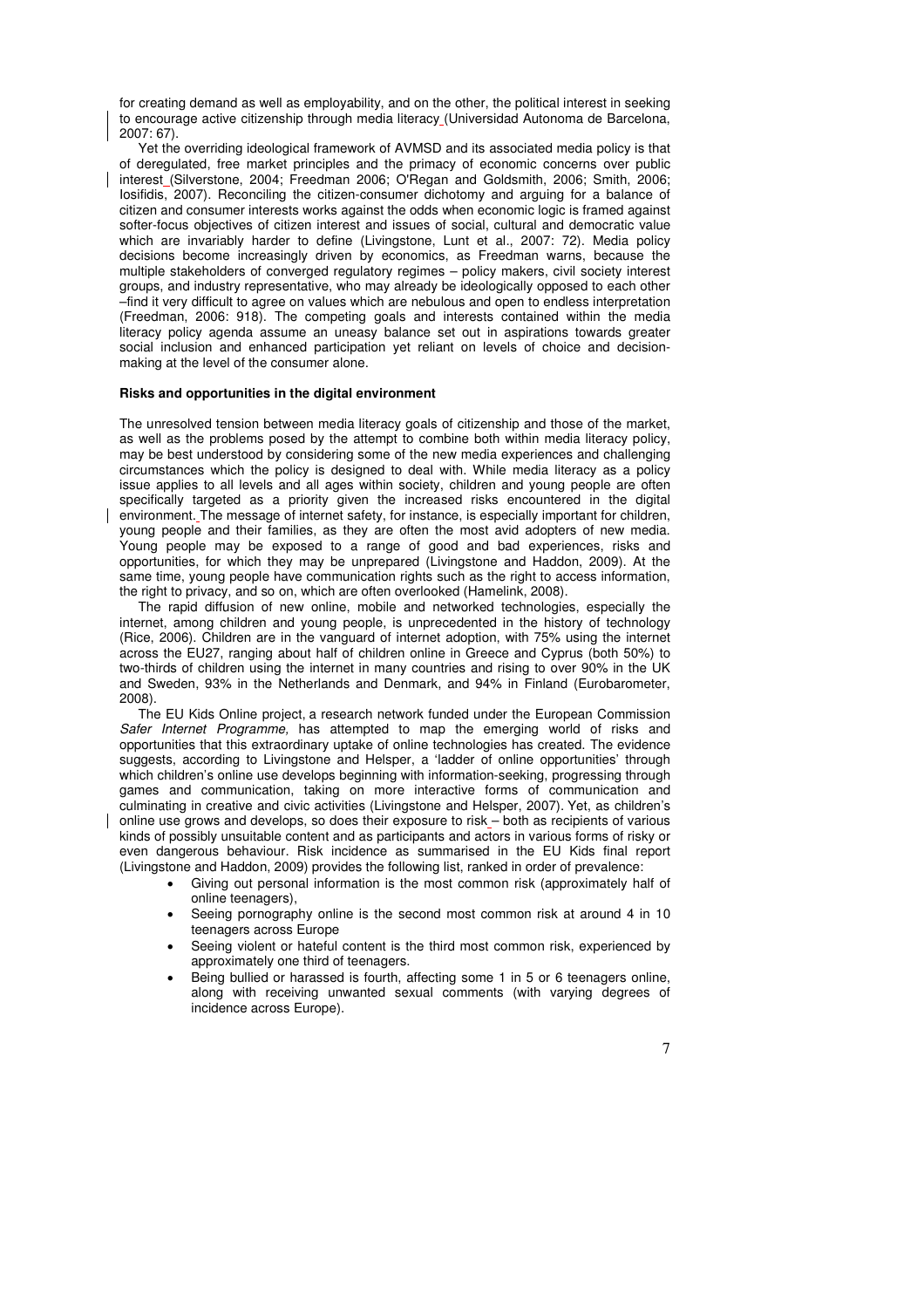for creating demand as well as employability, and on the other, the political interest in seeking to encourage active citizenship through media literacy (Universidad Autonoma de Barcelona, 2007: 67).

Yet the overriding ideological framework of AVMSD and its associated media policy is that of deregulated, free market principles and the primacy of economic concerns over public interest (Silverstone, 2004; Freedman 2006; O'Regan and Goldsmith, 2006; Smith, 2006; Iosifidis, 2007). Reconciling the citizen-consumer dichotomy and arguing for a balance of citizen and consumer interests works against the odds when economic logic is framed against softer-focus objectives of citizen interest and issues of social, cultural and democratic value which are invariably harder to define (Livingstone, Lunt et al., 2007: 72). Media policy decisions become increasingly driven by economics, as Freedman warns, because the multiple stakeholders of converged regulatory regimes – policy makers, civil society interest groups, and industry representative, who may already be ideologically opposed to each other –find it very difficult to agree on values which are nebulous and open to endless interpretation (Freedman, 2006: 918). The competing goals and interests contained within the media literacy policy agenda assume an uneasy balance set out in aspirations towards greater social inclusion and enhanced participation yet reliant on levels of choice and decision-making at the level of the consumer alone.

**Risks and opportunities in the digital environment**

The unresolved tension between media literacy goals of citizenship and those of the market, as well as the problems posed by the attempt to combine both within media literacy policy, may be best understood by considering some of the new media experiences and challenging circumstances which the policy is designed to deal with. While media literacy as a policy issue applies to all levels and all ages within society, children and young people are often specifically targeted as a priority given the increased risks encountered in the digital environment. The message of internet safety, for instance, is especially important for children, young people and their families, as they are often the most avid adopters of new media. Young people may be exposed to a range of good and bad experiences, risks and opportunities, for which they may be unprepared (Livingstone and Haddon, 2009). At the same time, young people have communication rights such as the right to access information, the right to privacy, and so on, which are often overlooked (Hamelink, 2008).

The rapid diffusion of new online, mobile and networked technologies, especially the internet, among children and young people, is unprecedented in the history of technology (Rice, 2006). Children are in the vanguard of internet adoption, with 75% using the internet across the EU27, ranging about half of children online in Greece and Cyprus (both 50%) to two-thirds of children using the internet in many countries and rising to over 90% in the UK and Sweden, 93% in the Netherlands and Denmark, and 94% in Finland (Eurobarometer, 2008).

The EU Kids Online project, a research network funded under the European Commission *Safer Internet Programme,* has attempted to map the emerging world of risks and opportunities that this extraordinary uptake of online technologies has created. The evidence suggests, according to Livingstone and Helsper, a 'ladder of online opportunities' through which children's online use develops beginning with information-seeking, progressing through games and communication, taking on more interactive forms of communication and culminating in creative and civic activities (Livingstone and Helsper, 2007). Yet, as children's online use grows and develops, so does their exposure to risk – both as recipients of various kinds of possibly unsuitable content and as participants and actors in various forms of risky or even dangerous behaviour. Risk incidence as summarised in the EU Kids final report (Livingstone and Haddon, 2009) provides the following list, ranked in order of prevalence:

- Giving out personal information is the most common risk (approximately half of online teenagers),
- Seeing pornography online is the second most common risk at around 4 in 10 teenagers across Europe
- Seeing violent or hateful content is the third most common risk, experienced by approximately one third of teenagers.
- Being bullied or harassed is fourth, affecting some 1 in 5 or 6 teenagers online, along with receiving unwanted sexual comments (with varying degrees of incidence across Europe).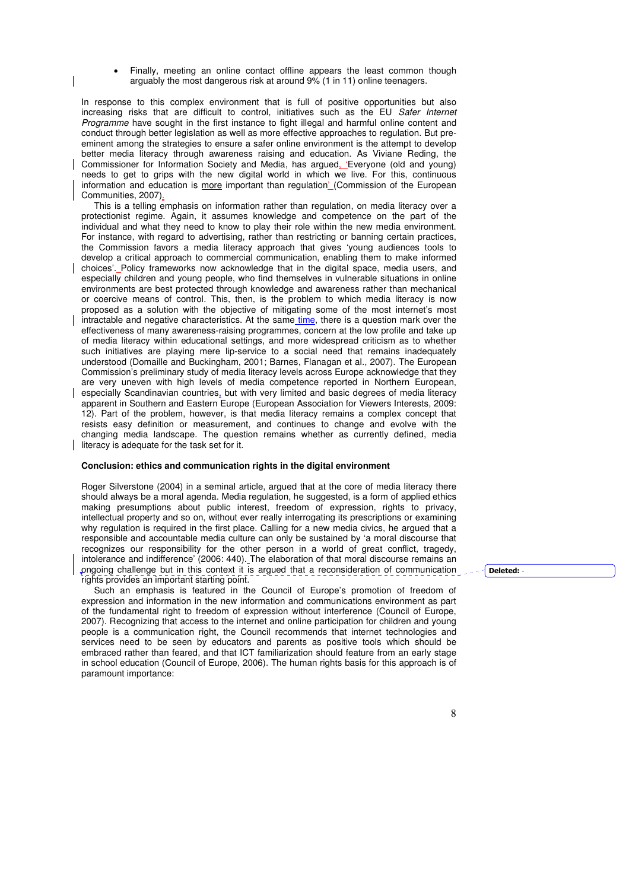- Finally, meeting an online contact offline appears the least common though arguably the most dangerous risk at around 9% (1 in 11) online teenagers.

In response to this complex environment that is full of positive opportunities but also increasing risks that are difficult to control, initiatives such as the EU *Safer Internet Programme* have sought in the first instance to fight illegal and harmful online content and conduct through better legislation as well as more effective approaches to regulation. But pre-eminent among the strategies to ensure a safer online environment is the attempt to develop better media literacy through awareness raising and education. As Viviane Reding, the Commissioner for Information Society and Media, has argued, 'Everyone (old and young) needs to get to grips with the new digital world in which we live. For this, continuous information and education is more important than regulation' (Commission of the European Communities, 2007).

This is a telling emphasis on information rather than regulation, on media literacy over a protectionist regime. Again, it assumes knowledge and competence on the part of the individual and what they need to know to play their role within the new media environment. For instance, with regard to advertising, rather than restricting or banning certain practices, the Commission favors a media literacy approach that gives 'young audiences tools to develop a critical approach to commercial communication, enabling them to make informed choices'. Policy frameworks now acknowledge that in the digital space, media users, and especially children and young people, who find themselves in vulnerable situations in online environments are best protected through knowledge and awareness rather than mechanical or coercive means of control. This, then, is the problem to which media literacy is now proposed as a solution with the objective of mitigating some of the most internet's most intractable and negative characteristics. At the same time, there is a question mark over the effectiveness of many awareness-raising programmes, concern at the low profile and take up of media literacy within educational settings, and more widespread criticism as to whether such initiatives are playing mere lip-service to a social need that remains inadequately understood (Domaille and Buckingham, 2001; Barnes, Flanagan et al., 2007). The European Commission's preliminary study of media literacy levels across Europe acknowledge that they are very uneven with high levels of media competence reported in Northern European, especially Scandinavian countries, but with very limited and basic degrees of media literacy apparent in Southern and Eastern Europe (European Association for Viewers Interests, 2009: 12). Part of the problem, however, is that media literacy remains a complex concept that resists easy definition or measurement, and continues to change and evolve with the changing media landscape. The question remains whether as currently defined, media literacy is adequate for the task set for it.

**Conclusion: ethics and communication rights in the digital environment**

Roger Silverstone (2004) in a seminal article, argued that at the core of media literacy there should always be a moral agenda. Media regulation, he suggested, is a form of applied ethics making presumptions about public interest, freedom of expression, rights to privacy, intellectual property and so on, without ever really interrogating its prescriptions or examining why regulation is required in the first place. Calling for a new media civics, he argued that a responsible and accountable media culture can only be sustained by 'a moral discourse that recognizes our responsibility for the other person in a world of great conflict, tragedy, intolerance and indifference' (2006: 440). The elaboration of that moral discourse remains an ongoing challenge but in this context it is argued that a reconsideration of communication rights provides an important starting point.

Such an emphasis is featured in the Council of Europe's promotion of freedom of expression and information in the new information and communications environment as part of the fundamental right to freedom of expression without interference (Council of Europe, 2007). Recognizing that access to the internet and online participation for children and young people is a communication right, the Council recommends that internet technologies and services need to be seen by educators and parents as positive tools which should be embraced rather than feared, and that ICT familiarization should feature from an early stage in school education (Council of Europe, 2006). The human rights basis for this approach is of paramount importance: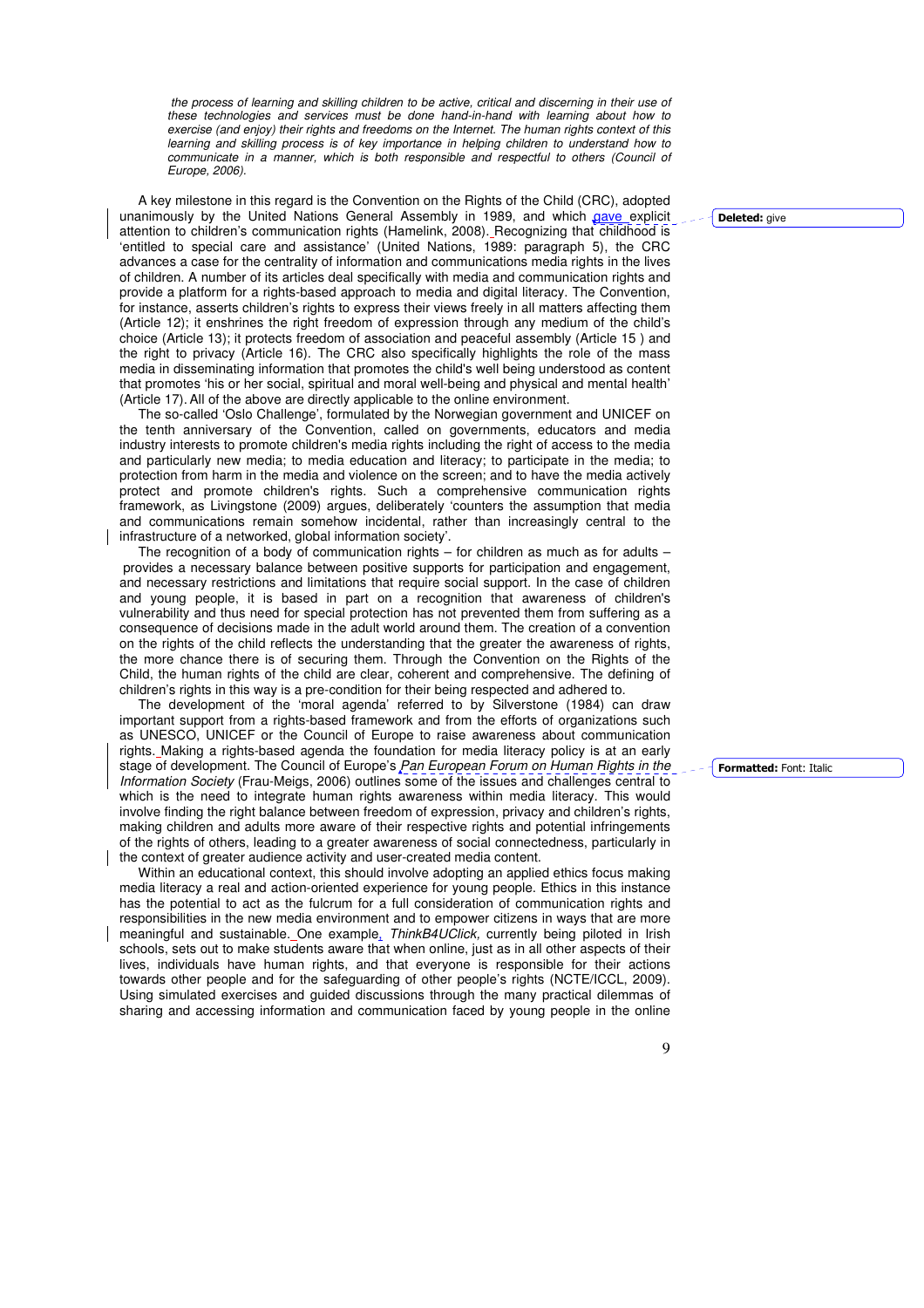*the process of learning and skilling children to be active, critical and discerning in their use of these technologies and services must be done hand-in-hand with learning about how to exercise (and enjoy) their rights and freedoms on the Internet. The human rights context of this learning and skilling process is of key importance in helping children to understand how to communicate in a manner, which is both responsible and respectful to others (Council of Europe, 2006).*

A key milestone in this regard is the Convention on the Rights of the Child (CRC), adopted unanimously by the United Nations General Assembly in 1989, and which gave explicit attention to children's communication rights (Hamelink, 2008). Recognizing that childhood is 'entitled to special care and assistance' (United Nations, 1989: paragraph 5), the CRC advances a case for the centrality of information and communications media rights in the lives of children. A number of its articles deal specifically with media and communication rights and provide a platform for a rights-based approach to media and digital literacy. The Convention, for instance, asserts children's rights to express their views freely in all matters affecting them (Article 12); it enshrines the right freedom of expression through any medium of the child's choice (Article 13); it protects freedom of association and peaceful assembly (Article 15 ) and the right to privacy (Article 16). The CRC also specifically highlights the role of the mass media in disseminating information that promotes the child's well being understood as content that promotes 'his or her social, spiritual and moral well-being and physical and mental health' (Article 17). All of the above are directly applicable to the online environment.

The so-called 'Oslo Challenge', formulated by the Norwegian government and UNICEF on the tenth anniversary of the Convention, called on governments, educators and media industry interests to promote children's media rights including the right of access to the media and particularly new media; to media education and literacy; to participate in the media; to protection from harm in the media and violence on the screen; and to have the media actively protect and promote children's rights. Such a comprehensive communication rights framework, as Livingstone (2009) argues, deliberately 'counters the assumption that media and communications remain somehow incidental, rather than increasingly central to the infrastructure of a networked, global information society'.

The recognition of a body of communication rights – for children as much as for adults – provides a necessary balance between positive supports for participation and engagement, and necessary restrictions and limitations that require social support. In the case of children and young people, it is based in part on a recognition that awareness of children's vulnerability and thus need for special protection has not prevented them from suffering as a consequence of decisions made in the adult world around them. The creation of a convention on the rights of the child reflects the understanding that the greater the awareness of rights, the more chance there is of securing them. Through the Convention on the Rights of the Child, the human rights of the child are clear, coherent and comprehensive. The defining of children's rights in this way is a pre-condition for their being respected and adhered to.

The development of the 'moral agenda' referred to by Silverstone (1984) can draw important support from a rights-based framework and from the efforts of organizations such as UNESCO, UNICEF or the Council of Europe to raise awareness about communication rights. Making a rights-based agenda the foundation for media literacy policy is at an early stage of development. The Council of Europe's *Pan European Forum on Human Rights in the Information Society* (Frau-Meigs, 2006) outlines some of the issues and challenges central to which is the need to integrate human rights awareness within media literacy. This would involve finding the right balance between freedom of expression, privacy and children's rights, making children and adults more aware of their respective rights and potential infringements of the rights of others, leading to a greater awareness of social connectedness, particularly in the context of greater audience activity and user-created media content.

Within an educational context, this should involve adopting an applied ethics focus making media literacy a real and action-oriented experience for young people. Ethics in this instance has the potential to act as the fulcrum for a full consideration of communication rights and responsibilities in the new media environment and to empower citizens in ways that are more meaningful and sustainable. One example, *ThinkB4UClick,* currently being piloted in Irish schools, sets out to make students aware that when online, just as in all other aspects of their lives, individuals have human rights, and that everyone is responsible for their actions towards other people and for the safeguarding of other people's rights (NCTE/ICCL, 2009). Using simulated exercises and guided discussions through the many practical dilemmas of sharing and accessing information and communication faced by young people in the online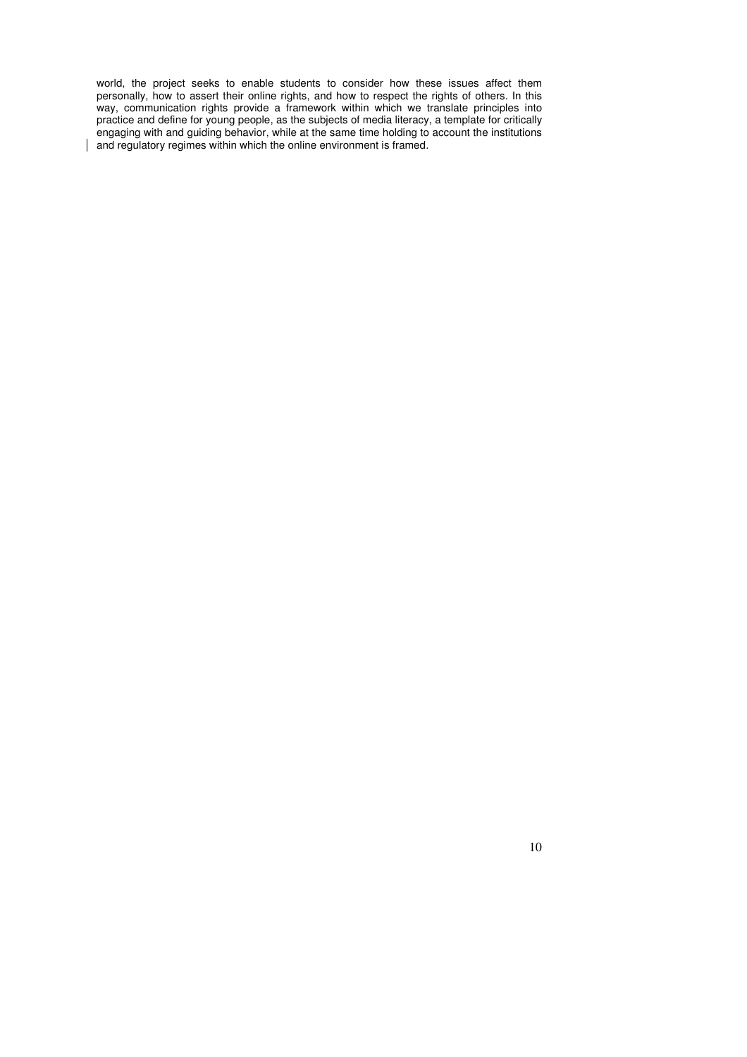world, the project seeks to enable students to consider how these issues affect them personally, how to assert their online rights, and how to respect the rights of others. In this way, communication rights provide a framework within which we translate principles into practice and define for young people, as the subjects of media literacy, a template for critically engaging with and guiding behavior, while at the same time holding to account the institutions and regulatory regimes within which the online environment is framed.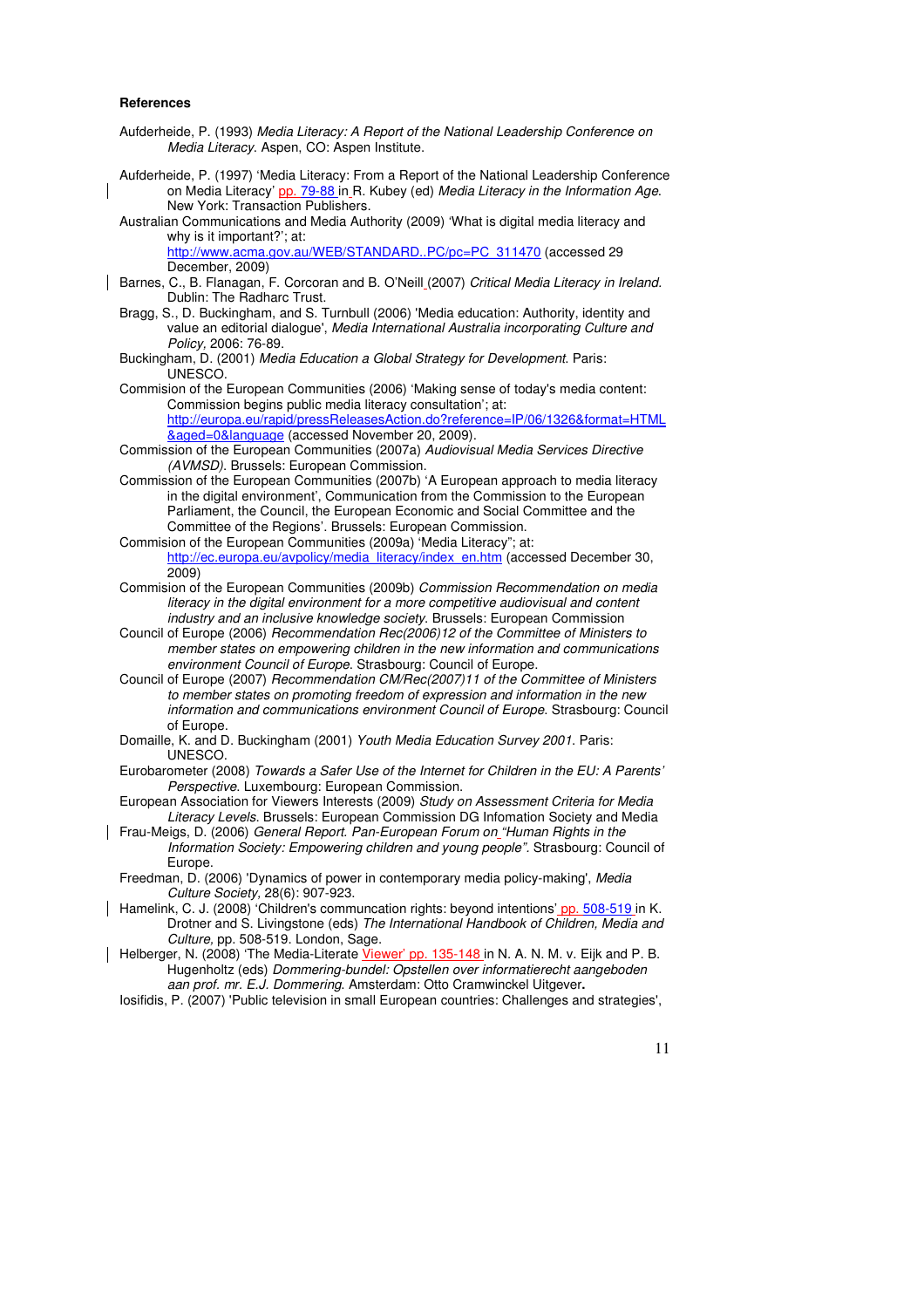**References**

Aufderheide, P. (1993) *Media Literacy: A Report of the National Leadership Conference on Media Literacy*. Aspen, CO: Aspen Institute.

Aufderheide, P. (1997) 'Media Literacy: From a Report of the National Leadership Conference on Media Literacy' pp. 79-88 in R. Kubey (ed) *Media Literacy in the Information Age*. New York: Transaction Publishers.

Australian Communications and Media Authority (2009) 'What is digital media literacy and why is it important?'; at: http://www.acma.gov.au/WEB/STANDARD..PC/pc=PC_311470 (accessed 29 December, 2009)

Barnes, C., B. Flanagan, F. Corcoran and B. O'Neill (2007) *Critical Media Literacy in Ireland*. Dublin: The Radharc Trust.

Bragg, S., D. Buckingham, and S. Turnbull (2006) 'Media education: Authority, identity and value an editorial dialogue', *Media International Australia incorporating Culture and Policy*, 2006: 76-89.

Buckingham, D. (2001) *Media Education a Global Strategy for Development*. Paris: UNESCO.

Commision of the European Communities (2006) 'Making sense of today's media content: Commission begins public media literacy consultation'; at: http://europa.eu/rapid/pressReleasesAction.do?reference=IP/06/1326&format=HTML&aged=0&language (accessed November 20, 2009).

Commission of the European Communities (2007a) *Audiovisual Media Services Directive (AVMSD)*. Brussels: European Commission.

Commission of the European Communities (2007b) 'A European approach to media literacy in the digital environment', Communication from the Commission to the European Parliament, the Council, the European Economic and Social Committee and the Committee of the Regions'. Brussels: European Commission.

Commision of the European Communities (2009a) 'Media Literacy"; at: http://ec.europa.eu/avpolicy/media_literacy/index_en.htm (accessed December 30, 2009)

Commision of the European Communities (2009b) *Commission Recommendation on media literacy in the digital environment for a more competitive audiovisual and content industry and an inclusive knowledge society*. Brussels: European Commission

Council of Europe (2006) *Recommendation Rec(2006)12 of the Committee of Ministers to member states on empowering children in the new information and communications environment Council of Europe*. Strasbourg: Council of Europe.

Council of Europe (2007) *Recommendation CM/Rec(2007)11 of the Committee of Ministers to member states on promoting freedom of expression and information in the new information and communications environment Council of Europe*. Strasbourg: Council of Europe.

Domaille, K. and D. Buckingham (2001) *Youth Media Education Survey 2001*. Paris: UNESCO.

Eurobarometer (2008) *Towards a Safer Use of the Internet for Children in the EU: A Parents' Perspective*. Luxembourg: European Commission.

European Association for Viewers Interests (2009) *Study on Assessment Criteria for Media Literacy Levels*. Brussels: European Commission DG Infomation Society and Media

Frau-Meigs, D. (2006) *General Report. Pan-European Forum on "Human Rights in the Information Society: Empowering children and young people"*. Strasbourg: Council of Europe.

Freedman, D. (2006) 'Dynamics of power in contemporary media policy-making', *Media Culture Society,* 28(6): 907-923.

Hamelink, C. J. (2008) 'Children's communcation rights: beyond intentions' pp. 508-519 in K. Drotner and S. Livingstone (eds) *The International Handbook of Children, Media and Culture,* pp. 508-519. London, Sage.

Helberger, N. (2008) 'The Media-Literate Viewer' pp. 135-148 in N. A. N. M. v. Eijk and P. B. Hugenholtz (eds) *Dommering-bundel: Opstellen over informatierecht aangeboden aan prof. mr. E.J. Dommering*. Amsterdam: Otto Cramwinckel Uitgever**.**

Iosifidis, P. (2007) 'Public television in small European countries: Challenges and strategies',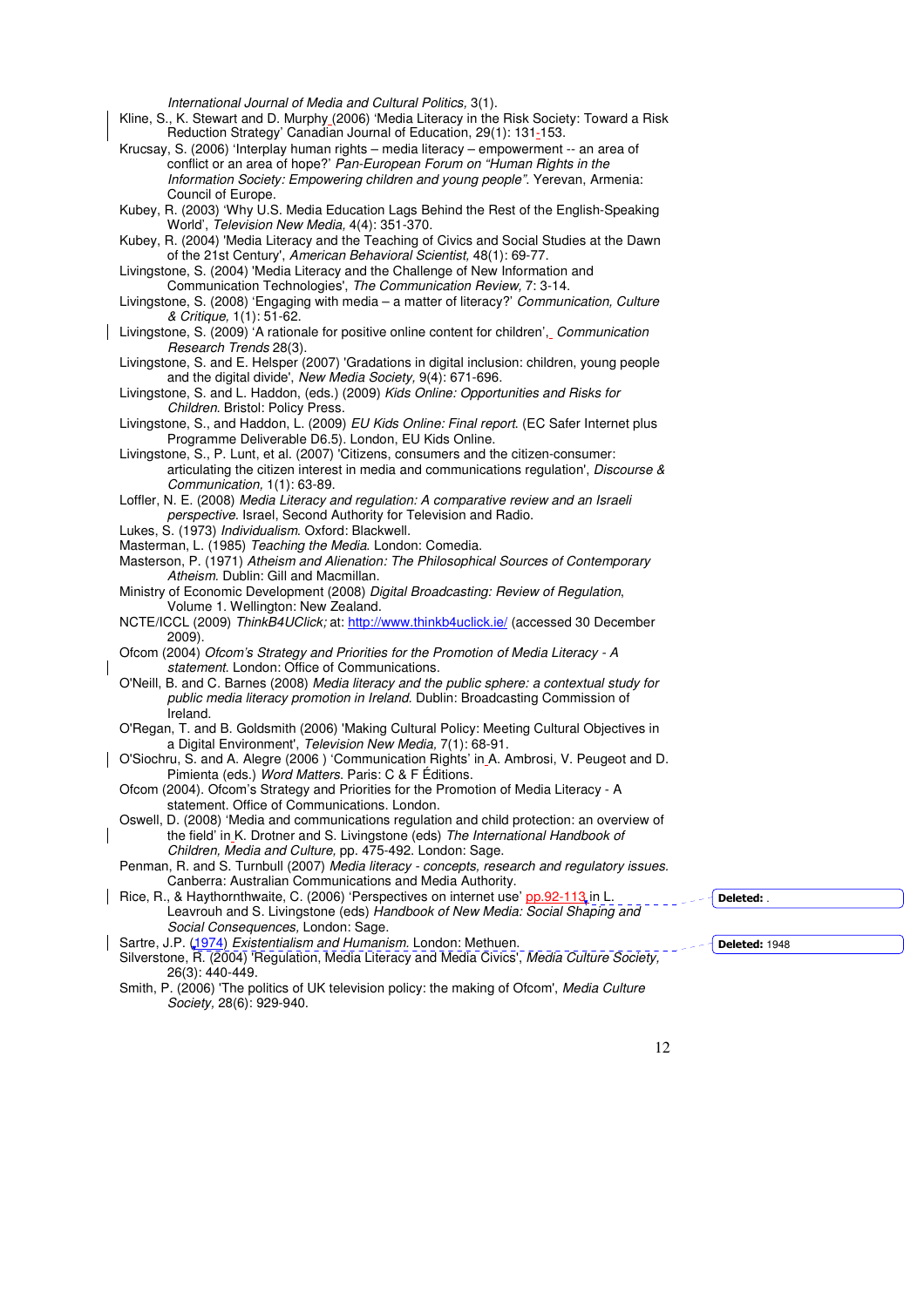*International Journal of Media and Cultural Politics,* 3(1).

Kline, S., K. Stewart and D. Murphy (2006) 'Media Literacy in the Risk Society: Toward a Risk Reduction Strategy' Canadian Journal of Education, 29(1): 131-153.

Krucsay, S. (2006) 'Interplay human rights – media literacy – empowerment -- an area of conflict or an area of hope?' *Pan-European Forum on "Human Rights in the Information Society: Empowering children and young people"*. Yerevan, Armenia: Council of Europe.

Kubey, R. (2003) 'Why U.S. Media Education Lags Behind the Rest of the English-Speaking World', *Television New Media,* 4(4): 351-370.

Kubey, R. (2004) 'Media Literacy and the Teaching of Civics and Social Studies at the Dawn of the 21st Century', *American Behavioral Scientist,* 48(1): 69-77.

Livingstone, S. (2004) 'Media Literacy and the Challenge of New Information and Communication Technologies', *The Communication Review,* 7: 3-14.

Livingstone, S. (2008) 'Engaging with media – a matter of literacy?' *Communication, Culture & Critique,* 1(1): 51-62.

Livingstone, S. (2009) 'A rationale for positive online content for children', *Communication Research Trends* 28(3).

Livingstone, S. and E. Helsper (2007) 'Gradations in digital inclusion: children, young people and the digital divide', *New Media Society,* 9(4): 671-696.

Livingstone, S. and L. Haddon, (eds.) (2009) *Kids Online: Opportunities and Risks for Children.* Bristol: Policy Press.

Livingstone, S., and Haddon, L. (2009) *EU Kids Online: Final report.* (EC Safer Internet plus Programme Deliverable D6.5). London, EU Kids Online.

Livingstone, S., P. Lunt, et al. (2007) 'Citizens, consumers and the citizen-consumer: articulating the citizen interest in media and communications regulation', *Discourse & Communication,* 1(1): 63-89.

Loffler, N. E. (2008) *Media Literacy and regulation: A comparative review and an Israeli perspective.* Israel, Second Authority for Television and Radio.

Lukes, S. (1973) *Individualism.* Oxford: Blackwell.

Masterman, L. (1985) *Teaching the Media.* London: Comedia.

Masterson, P. (1971) *Atheism and Alienation: The Philosophical Sources of Contemporary Atheism.* Dublin: Gill and Macmillan.

Ministry of Economic Development (2008) *Digital Broadcasting: Review of Regulation*, Volume 1. Wellington: New Zealand.

NCTE/ICCL (2009) *ThinkB4UClick;* at: http://www.thinkb4uclick.ie/ (accessed 30 December 2009).

Ofcom (2004) *Ofcom's Strategy and Priorities for the Promotion of Media Literacy - A statement.* London: Office of Communications.

O'Neill, B. and C. Barnes (2008) *Media literacy and the public sphere: a contextual study for public media literacy promotion in Ireland.* Dublin: Broadcasting Commission of Ireland.

O'Regan, T. and B. Goldsmith (2006) 'Making Cultural Policy: Meeting Cultural Objectives in a Digital Environment', *Television New Media,* 7(1): 68-91.

O'Siochru, S. and A. Alegre (2006 ) 'Communication Rights' in A. Ambrosi, V. Peugeot and D. Pimienta (eds.) *Word Matters.* Paris: C & F Éditions.

Ofcom (2004). Ofcom's Strategy and Priorities for the Promotion of Media Literacy - A statement. Office of Communications. London.

Oswell, D. (2008) 'Media and communications regulation and child protection: an overview of the field' in K. Drotner and S. Livingstone (eds) *The International Handbook of Children, Media and Culture,* pp. 475-492. London: Sage.

Penman, R. and S. Turnbull (2007) *Media literacy - concepts, research and regulatory issues.* Canberra: Australian Communications and Media Authority.

Rice, R., & Haythornthwaite, C. (2006) 'Perspectives on internet use' pp.92-113 in L. Leavrouh and S. Livingstone (eds) *Handbook of New Media: Social Shaping and Social Consequences,* London: Sage.

Sartre, J.P. (1974) *Existentialism and Humanism.* London: Methuen.

Silverstone, R. (2004) 'Regulation, Media Literacy and Media Civics', *Media Culture Society,* 26(3): 440-449.

Smith, P. (2006) 'The politics of UK television policy: the making of Ofcom', *Media Culture Society,* 28(6): 929-940.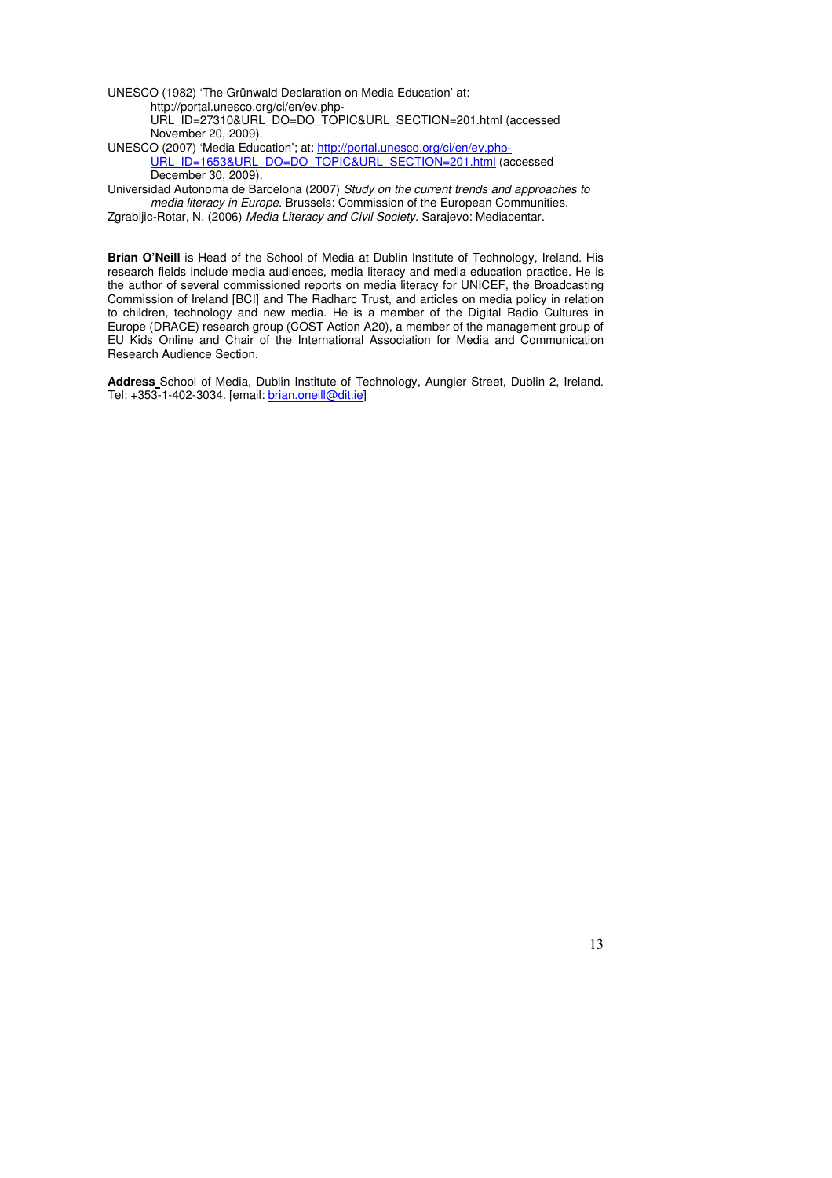UNESCO (1982) 'The Grünwald Declaration on Media Education' at: http://portal.unesco.org/ci/en/ev.php-URL_ID=27310&URL_DO=DO_TOPIC&URL_SECTION=201.html (accessed November 20, 2009).

UNESCO (2007) 'Media Education'; at: http://portal.unesco.org/ci/en/ev.php-URL_ID=1653&URL_DO=DO_TOPIC&URL_SECTION=201.html (accessed December 30, 2009).

Universidad Autonoma de Barcelona (2007) *Study on the current trends and approaches to media literacy in Europe*. Brussels: Commission of the European Communities.

Zgrabljic-Rotar, N. (2006) *Media Literacy and Civil Society*. Sarajevo: Mediacentar.

**Brian O'Neill** is Head of the School of Media at Dublin Institute of Technology, Ireland. His research fields include media audiences, media literacy and media education practice. He is the author of several commissioned reports on media literacy for UNICEF, the Broadcasting Commission of Ireland [BCI] and The Radharc Trust, and articles on media policy in relation to children, technology and new media. He is a member of the Digital Radio Cultures in Europe (DRACE) research group (COST Action A20), a member of the management group of EU Kids Online and Chair of the International Association for Media and Communication Research Audience Section.

**Address** School of Media, Dublin Institute of Technology, Aungier Street, Dublin 2, Ireland. Tel: +353-1-402-3034. [email: brian.oneill@dit.ie]